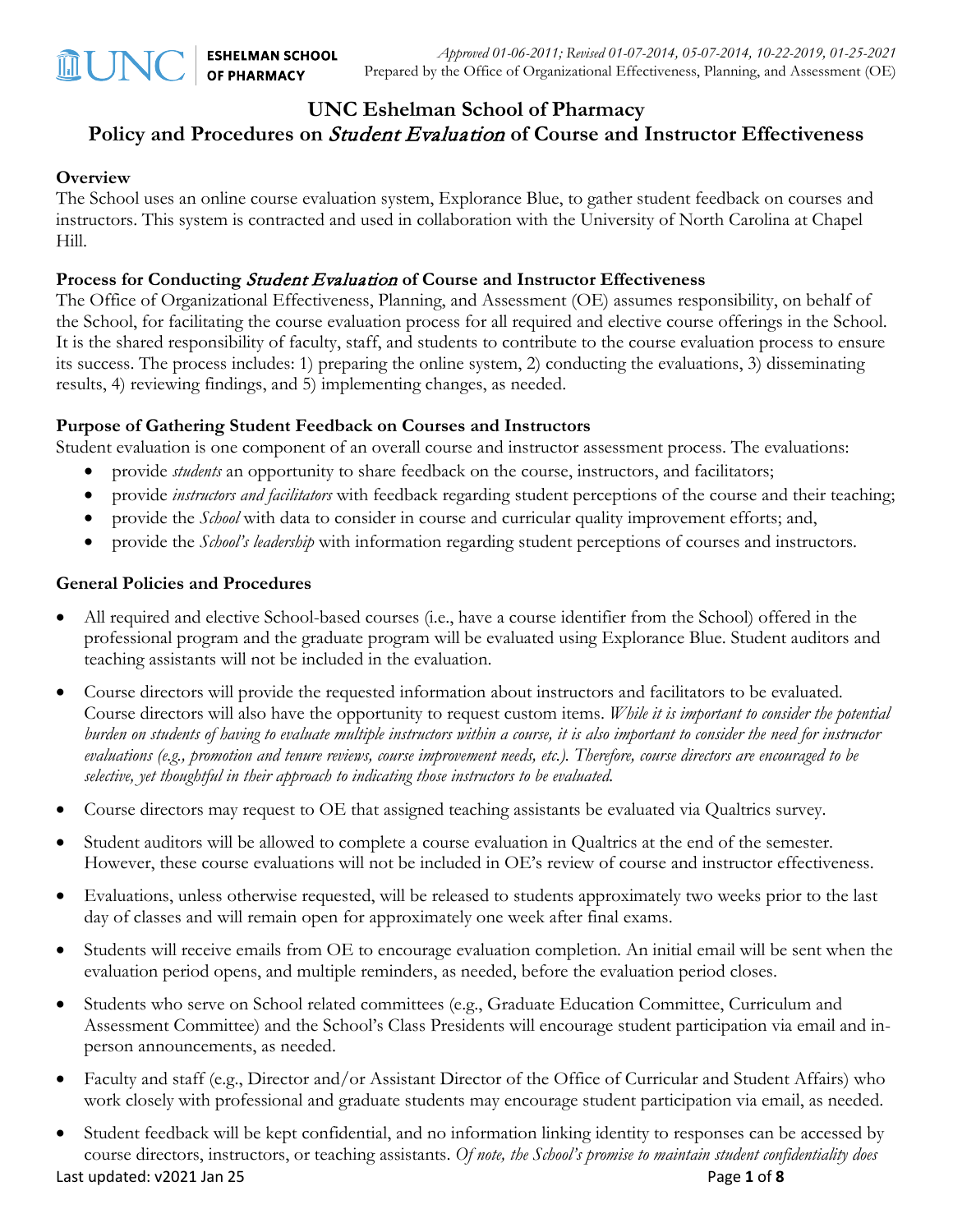*Approved 01-06-2011; Revised 01-07-2014, 05-07-2014, 10-22-2019, 01-25-2021*
Prepared by the Office of Organizational Effectiveness, Planning, and Assessment (OE)

# UNC Eshelman School of Pharmacy
# Policy and Procedures on *Student Evaluation* of Course and Instructor Effectiveness

**Overview**

The School uses an online course evaluation system, Explorance Blue, to gather student feedback on courses and instructors. This system is contracted and used in collaboration with the University of North Carolina at Chapel Hill.

**Process for Conducting *Student Evaluation* of Course and Instructor Effectiveness**

The Office of Organizational Effectiveness, Planning, and Assessment (OE) assumes responsibility, on behalf of the School, for facilitating the course evaluation process for all required and elective course offerings in the School. It is the shared responsibility of faculty, staff, and students to contribute to the course evaluation process to ensure its success. The process includes: 1) preparing the online system, 2) conducting the evaluations, 3) disseminating results, 4) reviewing findings, and 5) implementing changes, as needed.

**Purpose of Gathering Student Feedback on Courses and Instructors**

Student evaluation is one component of an overall course and instructor assessment process. The evaluations:

- provide *students* an opportunity to share feedback on the course, instructors, and facilitators;
- provide *instructors and facilitators* with feedback regarding student perceptions of the course and their teaching;
- provide the *School* with data to consider in course and curricular quality improvement efforts; and,
- provide the *School's leadership* with information regarding student perceptions of courses and instructors.

**General Policies and Procedures**

- All required and elective School-based courses (i.e., have a course identifier from the School) offered in the professional program and the graduate program will be evaluated using Explorance Blue. Student auditors and teaching assistants will not be included in the evaluation.
- Course directors will provide the requested information about instructors and facilitators to be evaluated. Course directors will also have the opportunity to request custom items. *While it is important to consider the potential burden on students of having to evaluate multiple instructors within a course, it is also important to consider the need for instructor evaluations (e.g., promotion and tenure reviews, course improvement needs, etc.). Therefore, course directors are encouraged to be selective, yet thoughtful in their approach to indicating those instructors to be evaluated.*
- Course directors may request to OE that assigned teaching assistants be evaluated via Qualtrics survey.
- Student auditors will be allowed to complete a course evaluation in Qualtrics at the end of the semester. However, these course evaluations will not be included in OE's review of course and instructor effectiveness.
- Evaluations, unless otherwise requested, will be released to students approximately two weeks prior to the last day of classes and will remain open for approximately one week after final exams.
- Students will receive emails from OE to encourage evaluation completion. An initial email will be sent when the evaluation period opens, and multiple reminders, as needed, before the evaluation period closes.
- Students who serve on School related committees (e.g., Graduate Education Committee, Curriculum and Assessment Committee) and the School's Class Presidents will encourage student participation via email and in-person announcements, as needed.
- Faculty and staff (e.g., Director and/or Assistant Director of the Office of Curricular and Student Affairs) who work closely with professional and graduate students may encourage student participation via email, as needed.
- Student feedback will be kept confidential, and no information linking identity to responses can be accessed by course directors, instructors, or teaching assistants. *Of note, the School's promise to maintain student confidentiality does*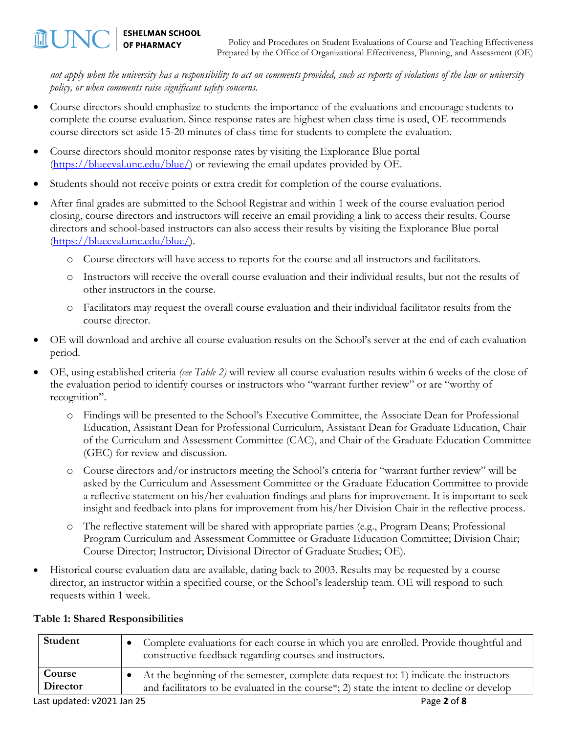*not apply when the university has a responsibility to act on comments provided, such as reports of violations of the law or university policy, or when comments raise significant safety concerns.*

- Course directors should emphasize to students the importance of the evaluations and encourage students to complete the course evaluation. Since response rates are highest when class time is used, OE recommends course directors set aside 15-20 minutes of class time for students to complete the evaluation.
- Course directors should monitor response rates by visiting the Explorance Blue portal (https://blueeval.unc.edu/blue/) or reviewing the email updates provided by OE.
- Students should not receive points or extra credit for completion of the course evaluations.
- After final grades are submitted to the School Registrar and within 1 week of the course evaluation period closing, course directors and instructors will receive an email providing a link to access their results. Course directors and school-based instructors can also access their results by visiting the Explorance Blue portal (https://blueeval.unc.edu/blue/).
  - Course directors will have access to reports for the course and all instructors and facilitators.
  - Instructors will receive the overall course evaluation and their individual results, but not the results of other instructors in the course.
  - Facilitators may request the overall course evaluation and their individual facilitator results from the course director.
- OE will download and archive all course evaluation results on the School's server at the end of each evaluation period.
- OE, using established criteria *(see Table 2)* will review all course evaluation results within 6 weeks of the close of the evaluation period to identify courses or instructors who "warrant further review" or are "worthy of recognition".
  - Findings will be presented to the School's Executive Committee, the Associate Dean for Professional Education, Assistant Dean for Professional Curriculum, Assistant Dean for Graduate Education, Chair of the Curriculum and Assessment Committee (CAC), and Chair of the Graduate Education Committee (GEC) for review and discussion.
  - Course directors and/or instructors meeting the School's criteria for "warrant further review" will be asked by the Curriculum and Assessment Committee or the Graduate Education Committee to provide a reflective statement on his/her evaluation findings and plans for improvement. It is important to seek insight and feedback into plans for improvement from his/her Division Chair in the reflective process.
  - The reflective statement will be shared with appropriate parties (e.g., Program Deans; Professional Program Curriculum and Assessment Committee or Graduate Education Committee; Division Chair; Course Director; Instructor; Divisional Director of Graduate Studies; OE).
- Historical course evaluation data are available, dating back to 2003. Results may be requested by a course director, an instructor within a specified course, or the School's leadership team. OE will respond to such requests within 1 week.

**Table 1: Shared Responsibilities**

| | |
|---|---|
| **Student** | • Complete evaluations for each course in which you are enrolled. Provide thoughtful and constructive feedback regarding courses and instructors. |
| **Course Director** | • At the beginning of the semester, complete data request to: 1) indicate the instructors and facilitators to be evaluated in the course*; 2) state the intent to decline or develop |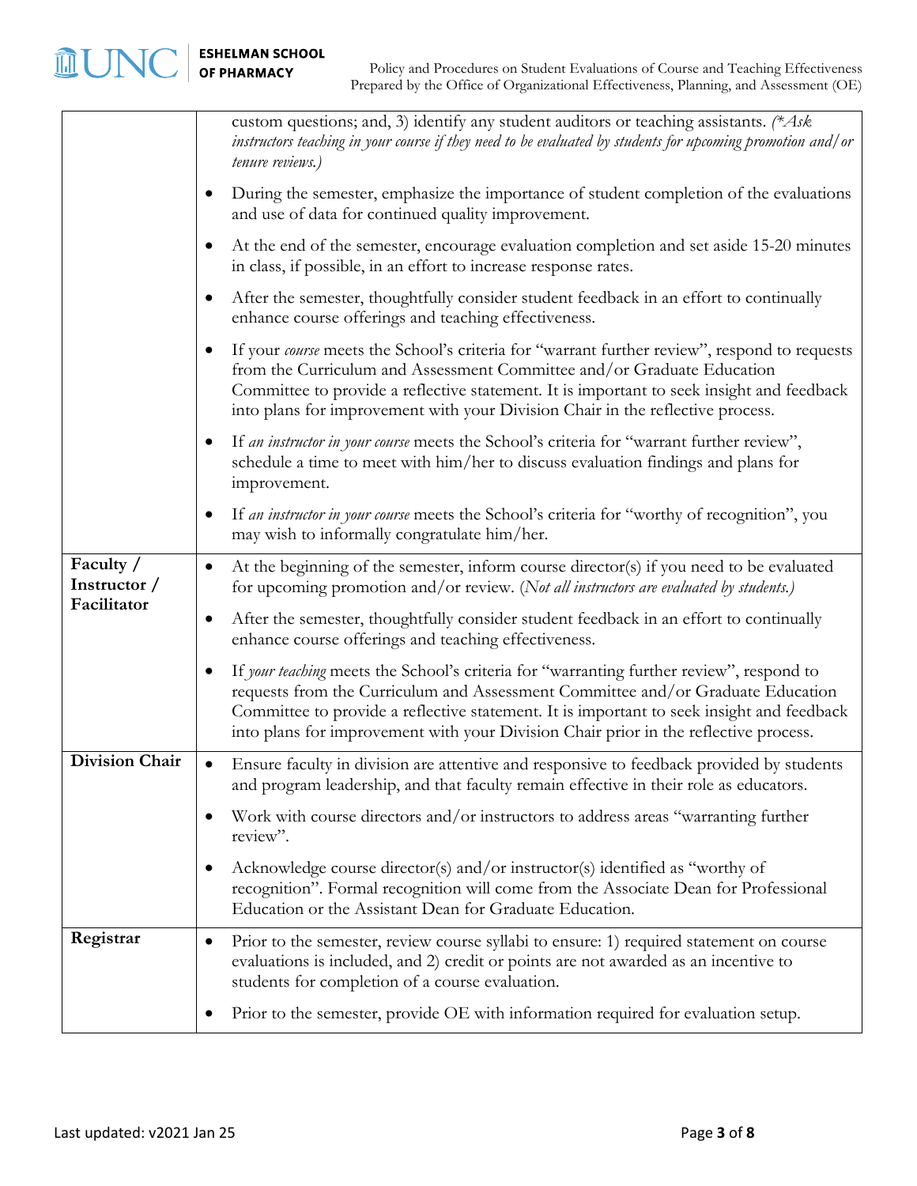| | |
|---|---|
| | custom questions; and, 3) identify any student auditors or teaching assistants. *(\*Ask instructors teaching in your course if they need to be evaluated by students for upcoming promotion and/or tenure reviews.)*<br>• During the semester, emphasize the importance of student completion of the evaluations and use of data for continued quality improvement.<br>• At the end of the semester, encourage evaluation completion and set aside 15-20 minutes in class, if possible, in an effort to increase response rates.<br>• After the semester, thoughtfully consider student feedback in an effort to continually enhance course offerings and teaching effectiveness.<br>• If your *course* meets the School's criteria for "warrant further review", respond to requests from the Curriculum and Assessment Committee and/or Graduate Education Committee to provide a reflective statement. It is important to seek insight and feedback into plans for improvement with your Division Chair in the reflective process.<br>• If *an instructor in your course* meets the School's criteria for "warrant further review", schedule a time to meet with him/her to discuss evaluation findings and plans for improvement.<br>• If *an instructor in your course* meets the School's criteria for "worthy of recognition", you may wish to informally congratulate him/her. |
| **Faculty / Instructor / Facilitator** | • At the beginning of the semester, inform course director(s) if you need to be evaluated for upcoming promotion and/or review. *(Not all instructors are evaluated by students.)*<br>• After the semester, thoughtfully consider student feedback in an effort to continually enhance course offerings and teaching effectiveness.<br>• If *your teaching* meets the School's criteria for "warranting further review", respond to requests from the Curriculum and Assessment Committee and/or Graduate Education Committee to provide a reflective statement. It is important to seek insight and feedback into plans for improvement with your Division Chair prior in the reflective process. |
| **Division Chair** | • Ensure faculty in division are attentive and responsive to feedback provided by students and program leadership, and that faculty remain effective in their role as educators.<br>• Work with course directors and/or instructors to address areas "warranting further review".<br>• Acknowledge course director(s) and/or instructor(s) identified as "worthy of recognition". Formal recognition will come from the Associate Dean for Professional Education or the Assistant Dean for Graduate Education. |
| **Registrar** | • Prior to the semester, review course syllabi to ensure: 1) required statement on course evaluations is included, and 2) credit or points are not awarded as an incentive to students for completion of a course evaluation.<br>• Prior to the semester, provide OE with information required for evaluation setup. |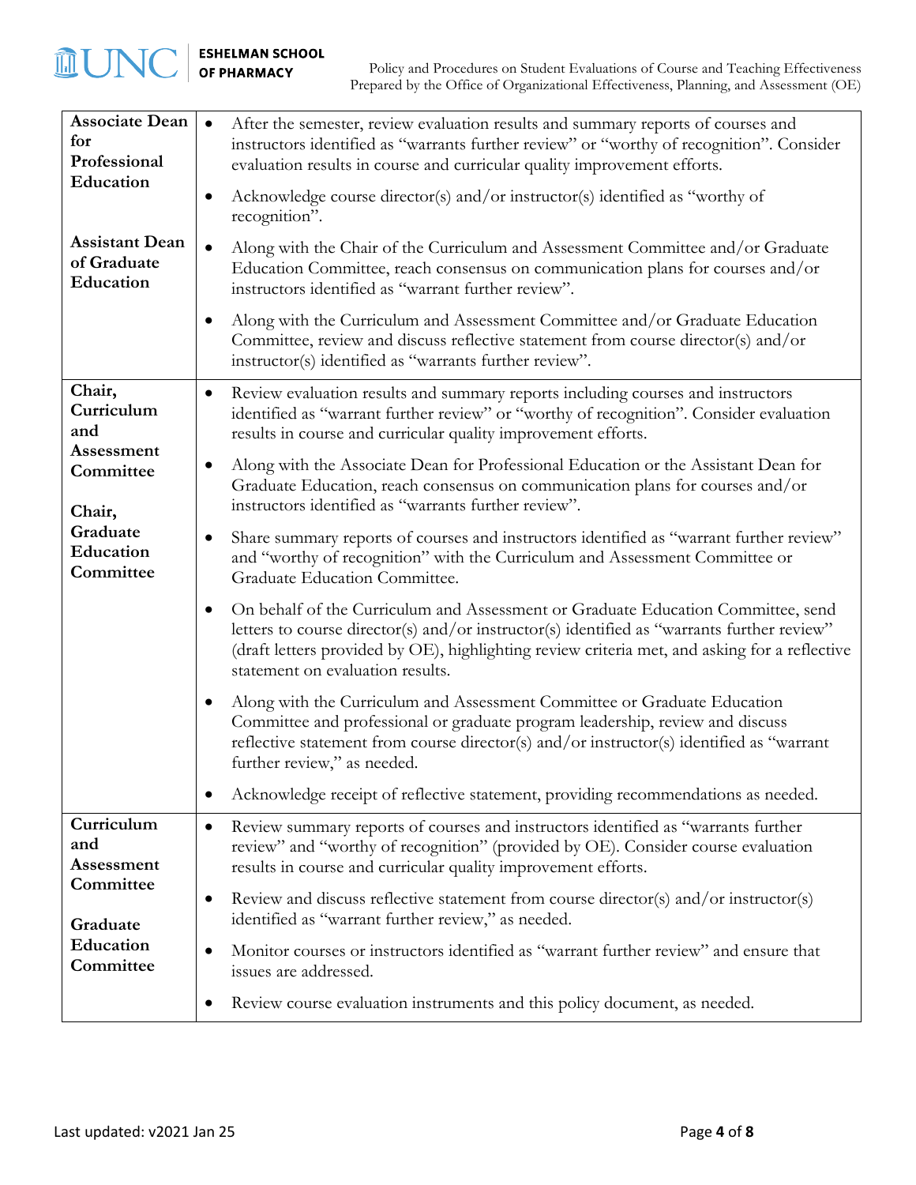| | |
|---|---|
| **Associate Dean for Professional Education**<br><br>**Assistant Dean of Graduate Education** | • After the semester, review evaluation results and summary reports of courses and instructors identified as "warrants further review" or "worthy of recognition". Consider evaluation results in course and curricular quality improvement efforts.<br>• Acknowledge course director(s) and/or instructor(s) identified as "worthy of recognition".<br>• Along with the Chair of the Curriculum and Assessment Committee and/or Graduate Education Committee, reach consensus on communication plans for courses and/or instructors identified as "warrant further review".<br>• Along with the Curriculum and Assessment Committee and/or Graduate Education Committee, review and discuss reflective statement from course director(s) and/or instructor(s) identified as "warrants further review". |
| **Chair, Curriculum and Assessment Committee**<br><br>**Chair, Graduate Education Committee** | • Review evaluation results and summary reports including courses and instructors identified as "warrant further review" or "worthy of recognition". Consider evaluation results in course and curricular quality improvement efforts.<br>• Along with the Associate Dean for Professional Education or the Assistant Dean for Graduate Education, reach consensus on communication plans for courses and/or instructors identified as "warrants further review".<br>• Share summary reports of courses and instructors identified as "warrant further review" and "worthy of recognition" with the Curriculum and Assessment Committee or Graduate Education Committee.<br>• On behalf of the Curriculum and Assessment or Graduate Education Committee, send letters to course director(s) and/or instructor(s) identified as "warrants further review" (draft letters provided by OE), highlighting review criteria met, and asking for a reflective statement on evaluation results.<br>• Along with the Curriculum and Assessment Committee or Graduate Education Committee and professional or graduate program leadership, review and discuss reflective statement from course director(s) and/or instructor(s) identified as "warrant further review," as needed.<br>• Acknowledge receipt of reflective statement, providing recommendations as needed. |
| **Curriculum and Assessment Committee**<br><br>**Graduate Education Committee** | • Review summary reports of courses and instructors identified as "warrants further review" and "worthy of recognition" (provided by OE). Consider course evaluation results in course and curricular quality improvement efforts.<br>• Review and discuss reflective statement from course director(s) and/or instructor(s) identified as "warrant further review," as needed.<br>• Monitor courses or instructors identified as "warrant further review" and ensure that issues are addressed.<br>• Review course evaluation instruments and this policy document, as needed. |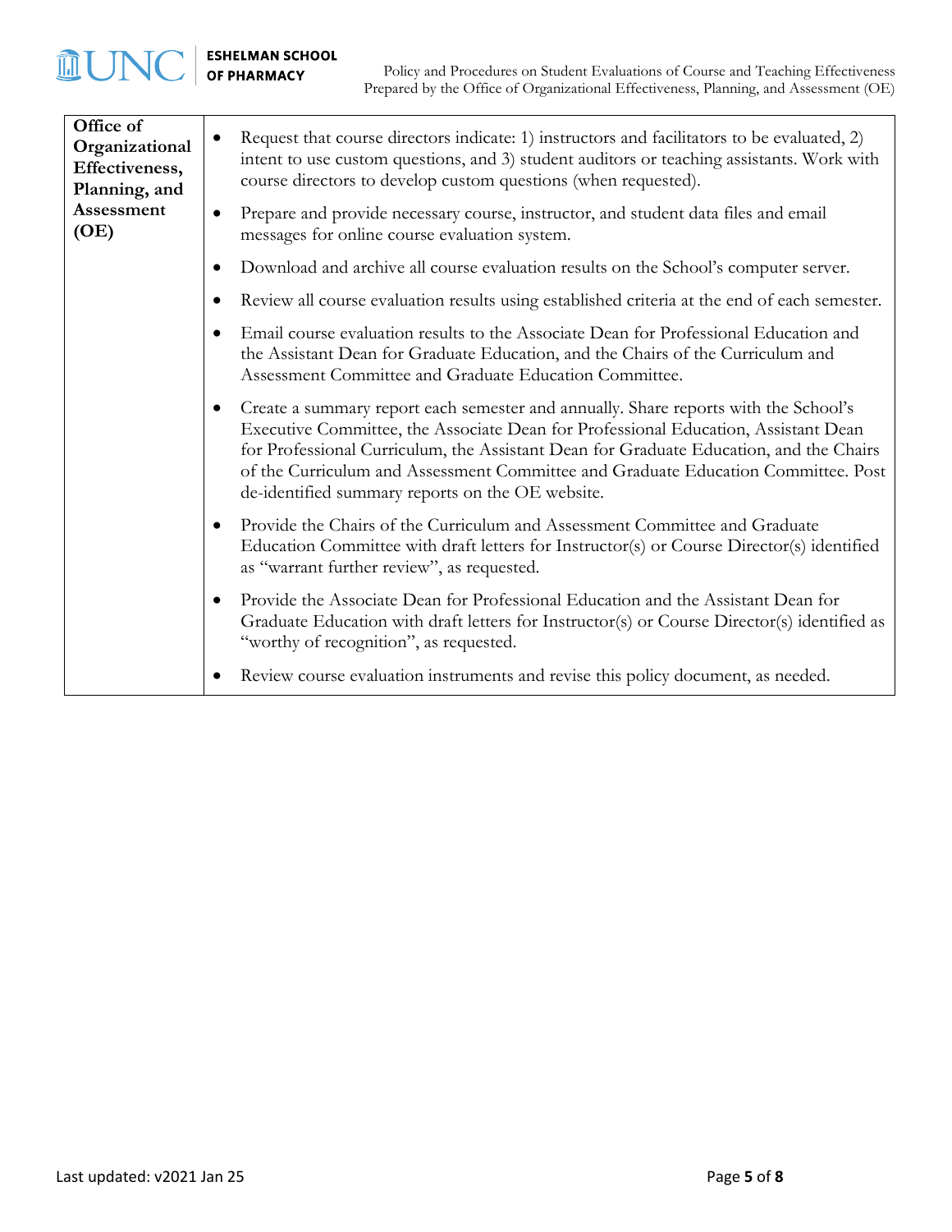| | |
|---|---|
| **Office of Organizational Effectiveness, Planning, and Assessment (OE)** | • Request that course directors indicate: 1) instructors and facilitators to be evaluated, 2) intent to use custom questions, and 3) student auditors or teaching assistants. Work with course directors to develop custom questions (when requested).<br>• Prepare and provide necessary course, instructor, and student data files and email messages for online course evaluation system.<br>• Download and archive all course evaluation results on the School's computer server.<br>• Review all course evaluation results using established criteria at the end of each semester.<br>• Email course evaluation results to the Associate Dean for Professional Education and the Assistant Dean for Graduate Education, and the Chairs of the Curriculum and Assessment Committee and Graduate Education Committee.<br>• Create a summary report each semester and annually. Share reports with the School's Executive Committee, the Associate Dean for Professional Education, Assistant Dean for Professional Curriculum, the Assistant Dean for Graduate Education, and the Chairs of the Curriculum and Assessment Committee and Graduate Education Committee. Post de-identified summary reports on the OE website.<br>• Provide the Chairs of the Curriculum and Assessment Committee and Graduate Education Committee with draft letters for Instructor(s) or Course Director(s) identified as "warrant further review", as requested.<br>• Provide the Associate Dean for Professional Education and the Assistant Dean for Graduate Education with draft letters for Instructor(s) or Course Director(s) identified as "worthy of recognition", as requested.<br>• Review course evaluation instruments and revise this policy document, as needed. |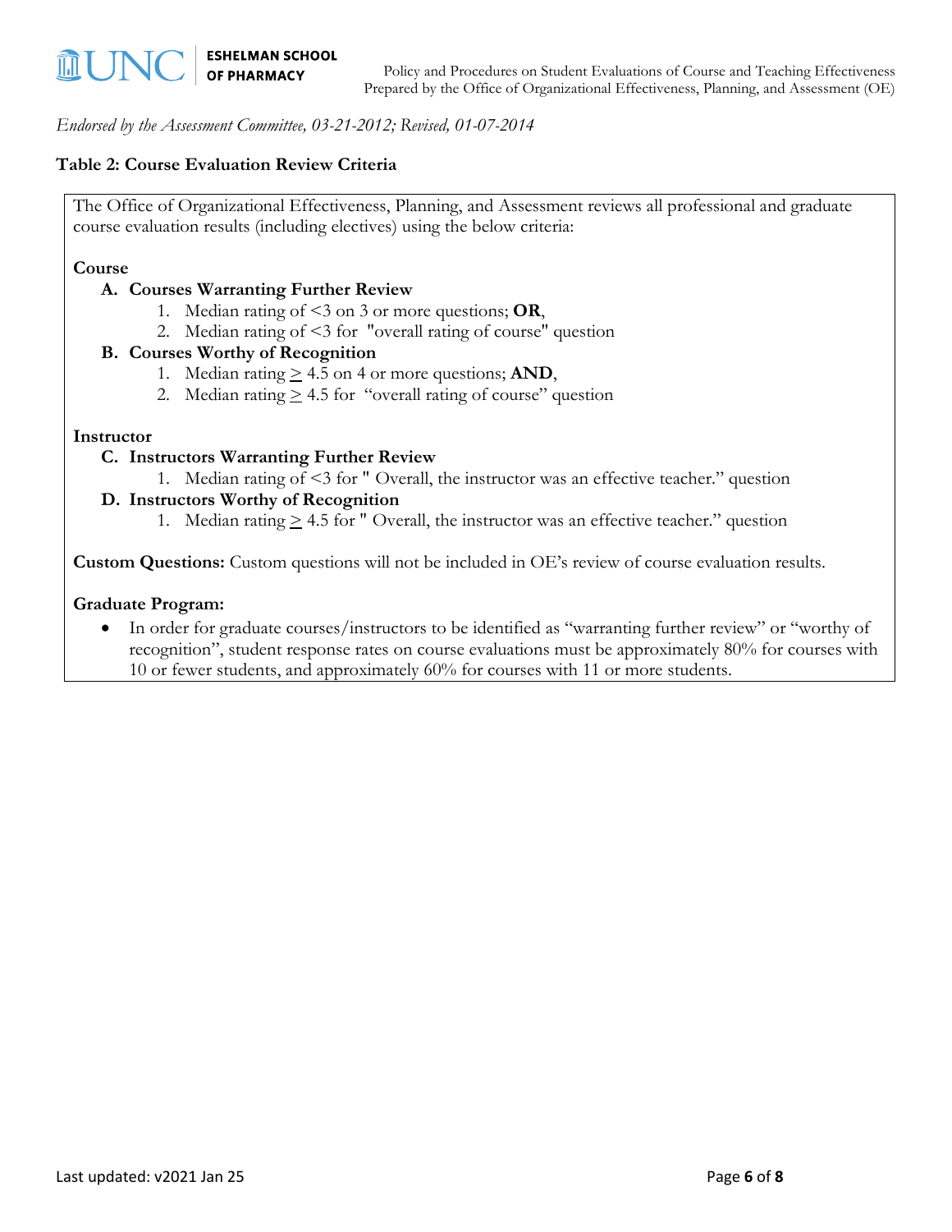*Endorsed by the Assessment Committee, 03-21-2012; Revised, 01-07-2014*

**Table 2: Course Evaluation Review Criteria**

The Office of Organizational Effectiveness, Planning, and Assessment reviews all professional and graduate course evaluation results (including electives) using the below criteria:

**Course**

- **A. Courses Warranting Further Review**
  1. Median rating of <3 on 3 or more questions; **OR**,
  2. Median rating of <3 for "overall rating of course" question
- **B. Courses Worthy of Recognition**
  1. Median rating $\geq$ 4.5 on 4 or more questions; **AND**,
  2. Median rating $\geq$ 4.5 for "overall rating of course" question

**Instructor**

- **C. Instructors Warranting Further Review**
  1. Median rating of <3 for " Overall, the instructor was an effective teacher." question
- **D. Instructors Worthy of Recognition**
  1. Median rating $\geq$ 4.5 for " Overall, the instructor was an effective teacher." question

**Custom Questions:** Custom questions will not be included in OE's review of course evaluation results.

**Graduate Program:**

- In order for graduate courses/instructors to be identified as "warranting further review" or "worthy of recognition", student response rates on course evaluations must be approximately 80% for courses with 10 or fewer students, and approximately 60% for courses with 11 or more students.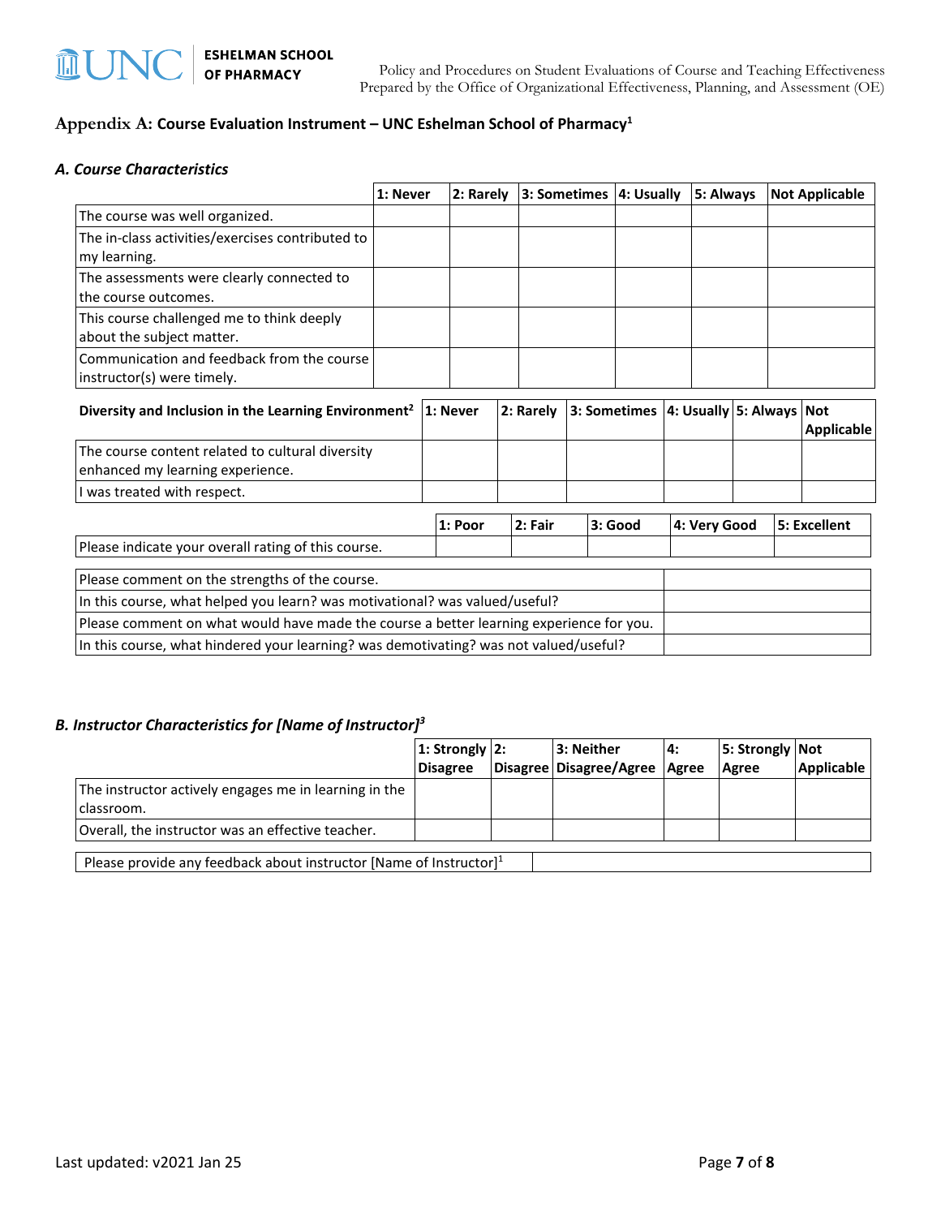## Appendix A: Course Evaluation Instrument – UNC Eshelman School of Pharmacy[1]

### *A. Course Characteristics*

| | 1: Never | 2: Rarely | 3: Sometimes | 4: Usually | 5: Always | Not Applicable |
|---|---|---|---|---|---|---|
| The course was well organized. | | | | | | |
| The in-class activities/exercises contributed to my learning. | | | | | | |
| The assessments were clearly connected to the course outcomes. | | | | | | |
| This course challenged me to think deeply about the subject matter. | | | | | | |
| Communication and feedback from the course instructor(s) were timely. | | | | | | |

| Diversity and Inclusion in the Learning Environment[2] | 1: Never | 2: Rarely | 3: Sometimes | 4: Usually | 5: Always | Not Applicable |
|---|---|---|---|---|---|---|
| The course content related to cultural diversity enhanced my learning experience. | | | | | | |
| I was treated with respect. | | | | | | |

| | 1: Poor | 2: Fair | 3: Good | 4: Very Good | 5: Excellent |
|---|---|---|---|---|---|
| Please indicate your overall rating of this course. | | | | | |

| | |
|---|---|
| Please comment on the strengths of the course. | |
| In this course, what helped you learn? was motivational? was valued/useful? | |
| Please comment on what would have made the course a better learning experience for you. | |
| In this course, what hindered your learning? was demotivating? was not valued/useful? | |

### *B. Instructor Characteristics for [Name of Instructor][3]*

| | 1: Strongly Disagree | 2: Disagree | 3: Neither Disagree/Agree | 4: Agree | 5: Strongly Agree | Not Applicable |
|---|---|---|---|---|---|---|
| The instructor actively engages me in learning in the classroom. | | | | | | |
| Overall, the instructor was an effective teacher. | | | | | | |

| | |
|---|---|
| Please provide any feedback about instructor [Name of Instructor][1] | |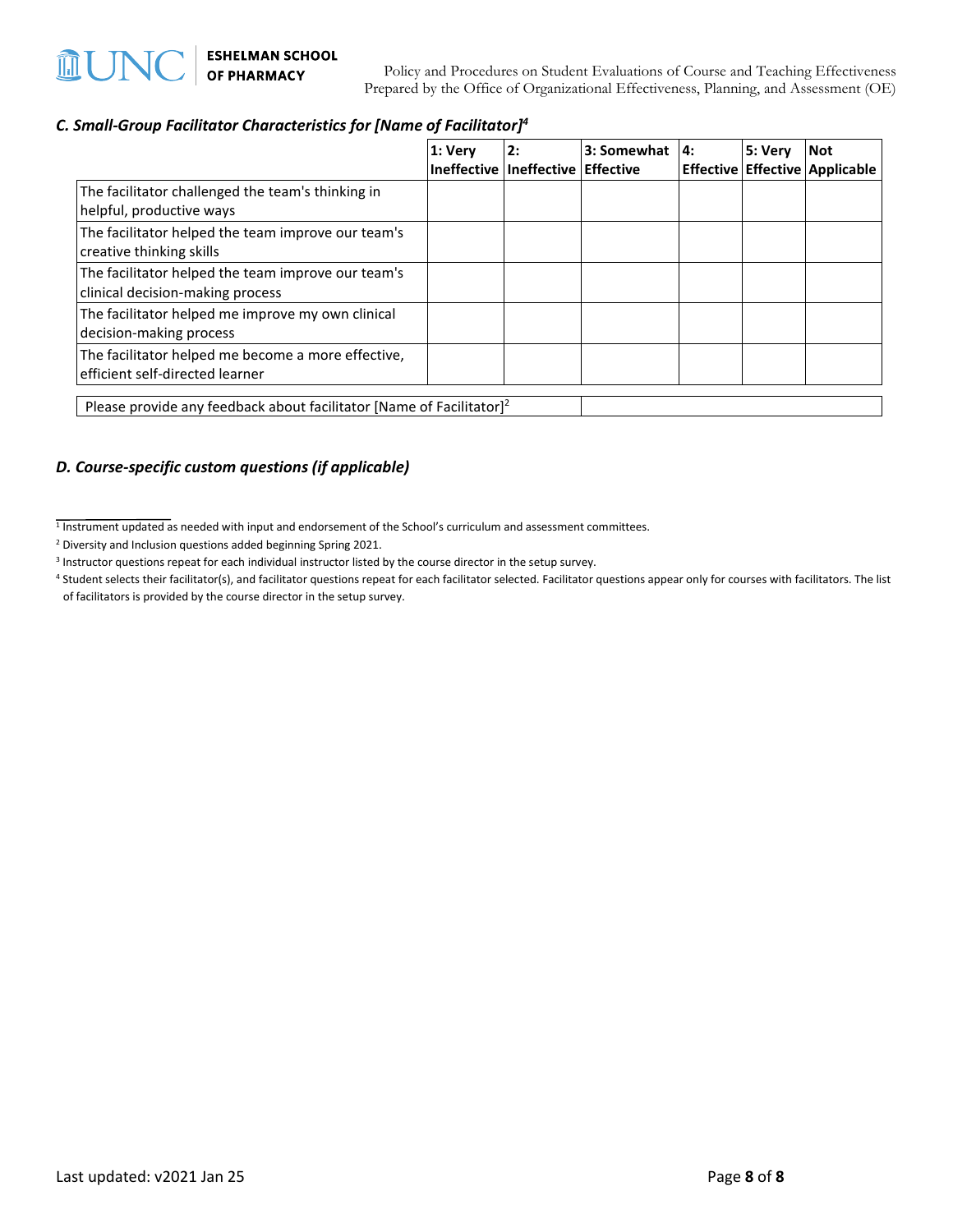### *C. Small-Group Facilitator Characteristics for [Name of Facilitator][4]*

| | 1: Very Ineffective | 2: Ineffective | 3: Somewhat Effective | 4: Effective | 5: Very Effective | Not Applicable |
|---|---|---|---|---|---|---|
| The facilitator challenged the team's thinking in helpful, productive ways | | | | | | |
| The facilitator helped the team improve our team's creative thinking skills | | | | | | |
| The facilitator helped the team improve our team's clinical decision-making process | | | | | | |
| The facilitator helped me improve my own clinical decision-making process | | | | | | |
| The facilitator helped me become a more effective, efficient self-directed learner | | | | | | |

| | |
|---|---|
| Please provide any feedback about facilitator [Name of Facilitator][2] | |

### *D. Course-specific custom questions (if applicable)*

---

[1] Instrument updated as needed with input and endorsement of the School's curriculum and assessment committees.

[2] Diversity and Inclusion questions added beginning Spring 2021.

[3] Instructor questions repeat for each individual instructor listed by the course director in the setup survey.

[4] Student selects their facilitator(s), and facilitator questions repeat for each facilitator selected. Facilitator questions appear only for courses with facilitators. The list of facilitators is provided by the course director in the setup survey.